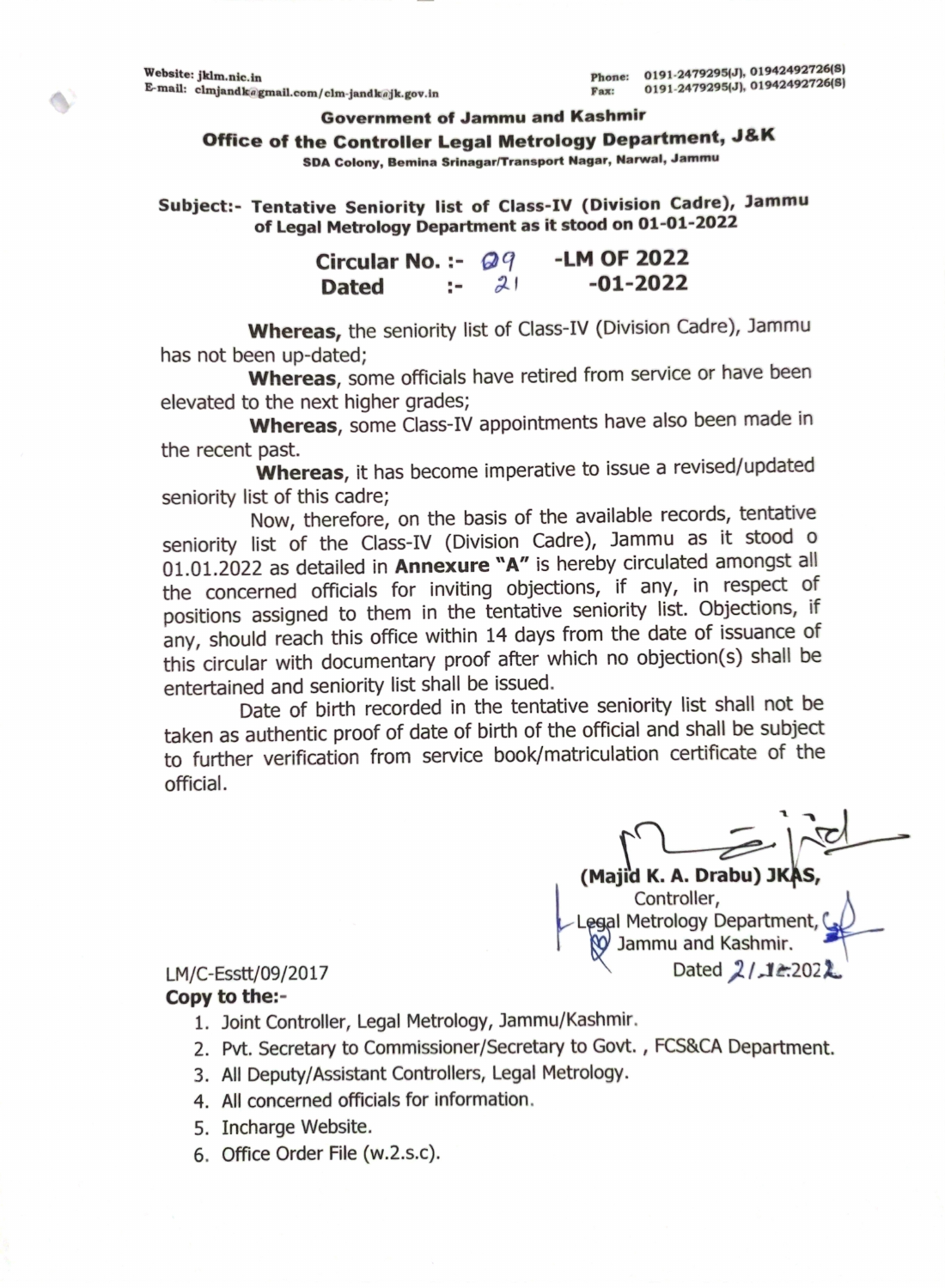Website: jklm.nic.in
E-mail: clmjandk@gmail.com/clm-jandk@jk.gov.in

Phone: 0191-2479295(J), 01942492726(S)
Fax: 0191-2479295(J), 01942492726(S)

**Government of Jammu and Kashmir**

**Office of the Controller Legal Metrology Department, J&K**

**SDA Colony, Bemina Srinagar/Transport Nagar, Narwal, Jammu**

**Subject:- Tentative Seniority list of Class-IV (Division Cadre), Jammu of Legal Metrology Department as it stood on 01-01-2022**

**Circular No. :- 09 -LM OF 2022**
**Dated :- 21 -01-2022**

**Whereas,** the seniority list of Class-IV (Division Cadre), Jammu has not been up-dated;

**Whereas**, some officials have retired from service or have been elevated to the next higher grades;

**Whereas**, some Class-IV appointments have also been made in the recent past.

**Whereas**, it has become imperative to issue a revised/updated seniority list of this cadre;

Now, therefore, on the basis of the available records, tentative seniority list of the Class-IV (Division Cadre), Jammu as it stood o 01.01.2022 as detailed in **Annexure "A"** is hereby circulated amongst all the concerned officials for inviting objections, if any, in respect of positions assigned to them in the tentative seniority list. Objections, if any, should reach this office within 14 days from the date of issuance of this circular with documentary proof after which no objection(s) shall be entertained and seniority list shall be issued.

Date of birth recorded in the tentative seniority list shall not be taken as authentic proof of date of birth of the official and shall be subject to further verification from service book/matriculation certificate of the official.

(Majid K. A. Drabu) JKAS,
Controller,
Legal Metrology Department,
Jammu and Kashmir.
Dated 21.12.2022

LM/C-Esstt/09/2017

**Copy to the:-**

1. Joint Controller, Legal Metrology, Jammu/Kashmir.
2. Pvt. Secretary to Commissioner/Secretary to Govt. , FCS&CA Department.
3. All Deputy/Assistant Controllers, Legal Metrology.
4. All concerned officials for information.
5. Incharge Website.
6. Office Order File (w.2.s.c).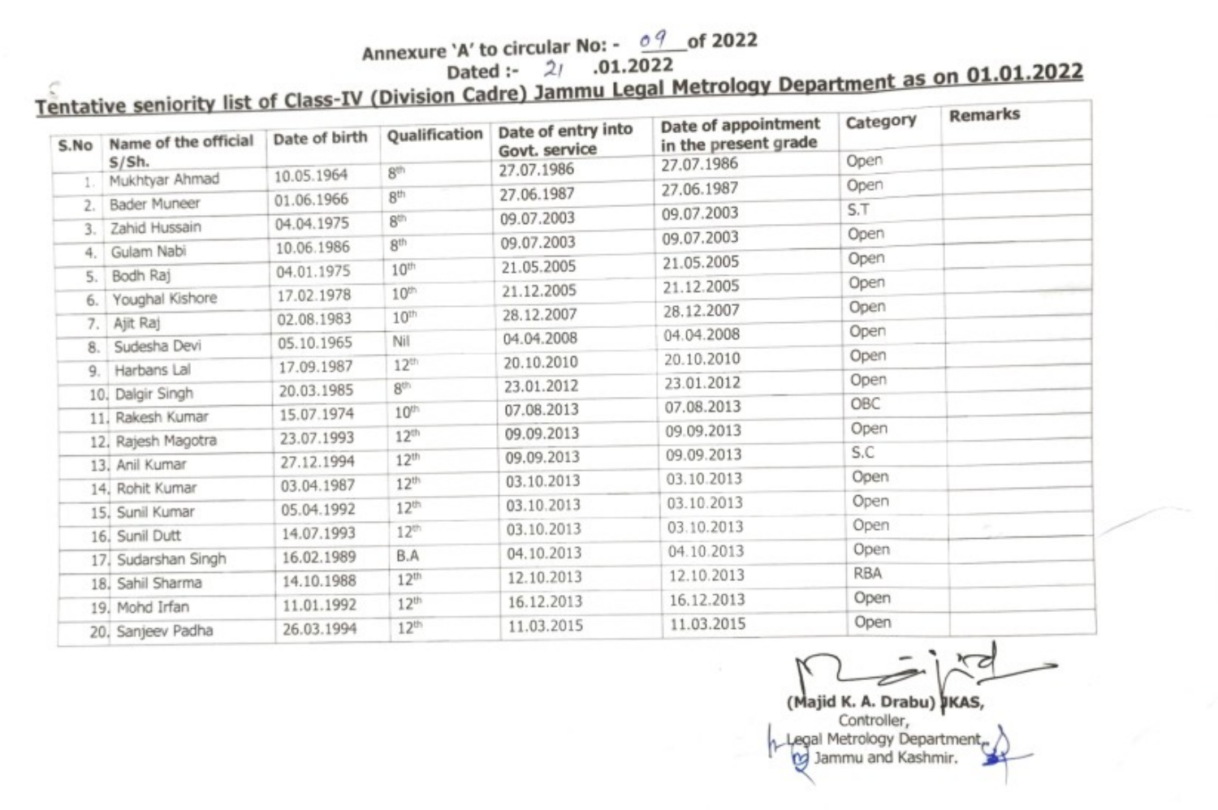Annexure 'A' to circular No: - 09 of 2022
Dated :- 21 .01.2022

## Tentative seniority list of Class-IV (Division Cadre) Jammu Legal Metrology Department as on 01.01.2022

| S.No | Name of the official S/Sh. | Date of birth | Qualification | Date of entry into Govt. service | Date of appointment in the present grade | Category | Remarks |
|---|---|---|---|---|---|---|---|
| 1. | Mukhtyar Ahmad | 10.05.1964 | 8th | 27.07.1986 | 27.07.1986 | Open | |
| 2. | Bader Muneer | 01.06.1966 | 8th | 27.06.1987 | 27.06.1987 | Open | |
| 3. | Zahid Hussain | 04.04.1975 | 8th | 09.07.2003 | 09.07.2003 | S.T | |
| 4. | Gulam Nabi | 10.06.1986 | 8th | 09.07.2003 | 09.07.2003 | Open | |
| 5. | Bodh Raj | 04.01.1975 | 10th | 21.05.2005 | 21.05.2005 | Open | |
| 6. | Youghal Kishore | 17.02.1978 | 10th | 21.12.2005 | 21.12.2005 | Open | |
| 7. | Ajit Raj | 02.08.1983 | 10th | 28.12.2007 | 28.12.2007 | Open | |
| 8. | Sudesha Devi | 05.10.1965 | Nil | 04.04.2008 | 04.04.2008 | Open | |
| 9. | Harbans Lal | 17.09.1987 | 12th | 20.10.2010 | 20.10.2010 | Open | |
| 10. | Dalgir Singh | 20.03.1985 | 8th | 23.01.2012 | 23.01.2012 | Open | |
| 11. | Rakesh Kumar | 15.07.1974 | 10th | 07.08.2013 | 07.08.2013 | OBC | |
| 12. | Rajesh Magotra | 23.07.1993 | 12th | 09.09.2013 | 09.09.2013 | Open | |
| 13. | Anil Kumar | 27.12.1994 | 12th | 09.09.2013 | 09.09.2013 | S.C | |
| 14. | Rohit Kumar | 03.04.1987 | 12th | 03.10.2013 | 03.10.2013 | Open | |
| 15. | Sunil Kumar | 05.04.1992 | 12th | 03.10.2013 | 03.10.2013 | Open | |
| 16. | Sunil Dutt | 14.07.1993 | 12th | 03.10.2013 | 03.10.2013 | Open | |
| 17. | Sudarshan Singh | 16.02.1989 | B.A | 04.10.2013 | 04.10.2013 | Open | |
| 18. | Sahil Sharma | 14.10.1988 | 12th | 12.10.2013 | 12.10.2013 | RBA | |
| 19. | Mohd Irfan | 11.01.1992 | 12th | 16.12.2013 | 16.12.2013 | Open | |
| 20. | Sanjeev Padha | 26.03.1994 | 12th | 11.03.2015 | 11.03.2015 | Open | |

(Majid K. A. Drabu) JKAS,
Controller,
Legal Metrology Department,
Jammu and Kashmir.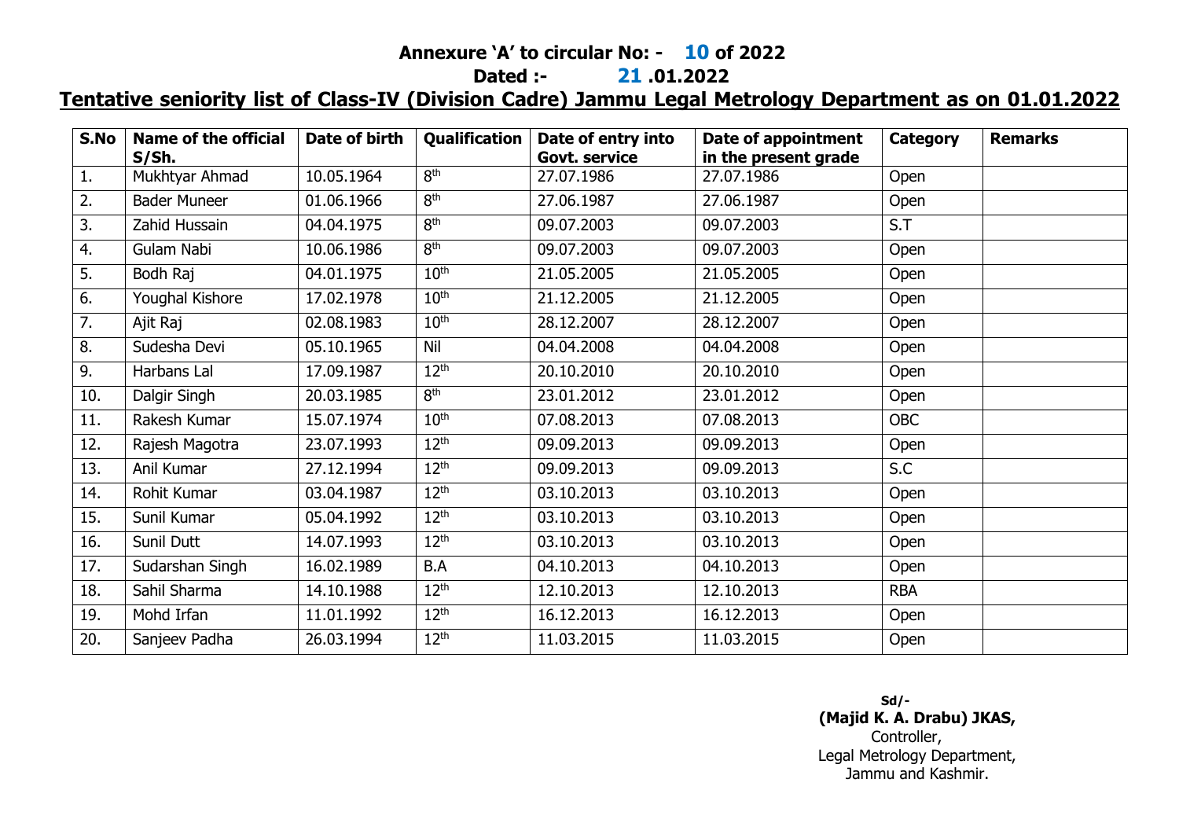**Annexure 'A' to circular No: - 10 of 2022**

**Dated :- 21 .01.2022**

## Tentative seniority list of Class-IV (Division Cadre) Jammu Legal Metrology Department as on 01.01.2022

| S.No | Name of the official S/Sh. | Date of birth | Qualification | Date of entry into Govt. service | Date of appointment in the present grade | Category | Remarks |
|---|---|---|---|---|---|---|---|
| 1. | Mukhtyar Ahmad | 10.05.1964 | 8th | 27.07.1986 | 27.07.1986 | Open | |
| 2. | Bader Muneer | 01.06.1966 | 8th | 27.06.1987 | 27.06.1987 | Open | |
| 3. | Zahid Hussain | 04.04.1975 | 8th | 09.07.2003 | 09.07.2003 | S.T | |
| 4. | Gulam Nabi | 10.06.1986 | 8th | 09.07.2003 | 09.07.2003 | Open | |
| 5. | Bodh Raj | 04.01.1975 | 10th | 21.05.2005 | 21.05.2005 | Open | |
| 6. | Youghal Kishore | 17.02.1978 | 10th | 21.12.2005 | 21.12.2005 | Open | |
| 7. | Ajit Raj | 02.08.1983 | 10th | 28.12.2007 | 28.12.2007 | Open | |
| 8. | Sudesha Devi | 05.10.1965 | Nil | 04.04.2008 | 04.04.2008 | Open | |
| 9. | Harbans Lal | 17.09.1987 | 12th | 20.10.2010 | 20.10.2010 | Open | |
| 10. | Dalgir Singh | 20.03.1985 | 8th | 23.01.2012 | 23.01.2012 | Open | |
| 11. | Rakesh Kumar | 15.07.1974 | 10th | 07.08.2013 | 07.08.2013 | OBC | |
| 12. | Rajesh Magotra | 23.07.1993 | 12th | 09.09.2013 | 09.09.2013 | Open | |
| 13. | Anil Kumar | 27.12.1994 | 12th | 09.09.2013 | 09.09.2013 | S.C | |
| 14. | Rohit Kumar | 03.04.1987 | 12th | 03.10.2013 | 03.10.2013 | Open | |
| 15. | Sunil Kumar | 05.04.1992 | 12th | 03.10.2013 | 03.10.2013 | Open | |
| 16. | Sunil Dutt | 14.07.1993 | 12th | 03.10.2013 | 03.10.2013 | Open | |
| 17. | Sudarshan Singh | 16.02.1989 | B.A | 04.10.2013 | 04.10.2013 | Open | |
| 18. | Sahil Sharma | 14.10.1988 | 12th | 12.10.2013 | 12.10.2013 | RBA | |
| 19. | Mohd Irfan | 11.01.1992 | 12th | 16.12.2013 | 16.12.2013 | Open | |
| 20. | Sanjeev Padha | 26.03.1994 | 12th | 11.03.2015 | 11.03.2015 | Open | |

**Sd/-**
**(Majid K. A. Drabu) JKAS,**
Controller,
Legal Metrology Department,
Jammu and Kashmir.